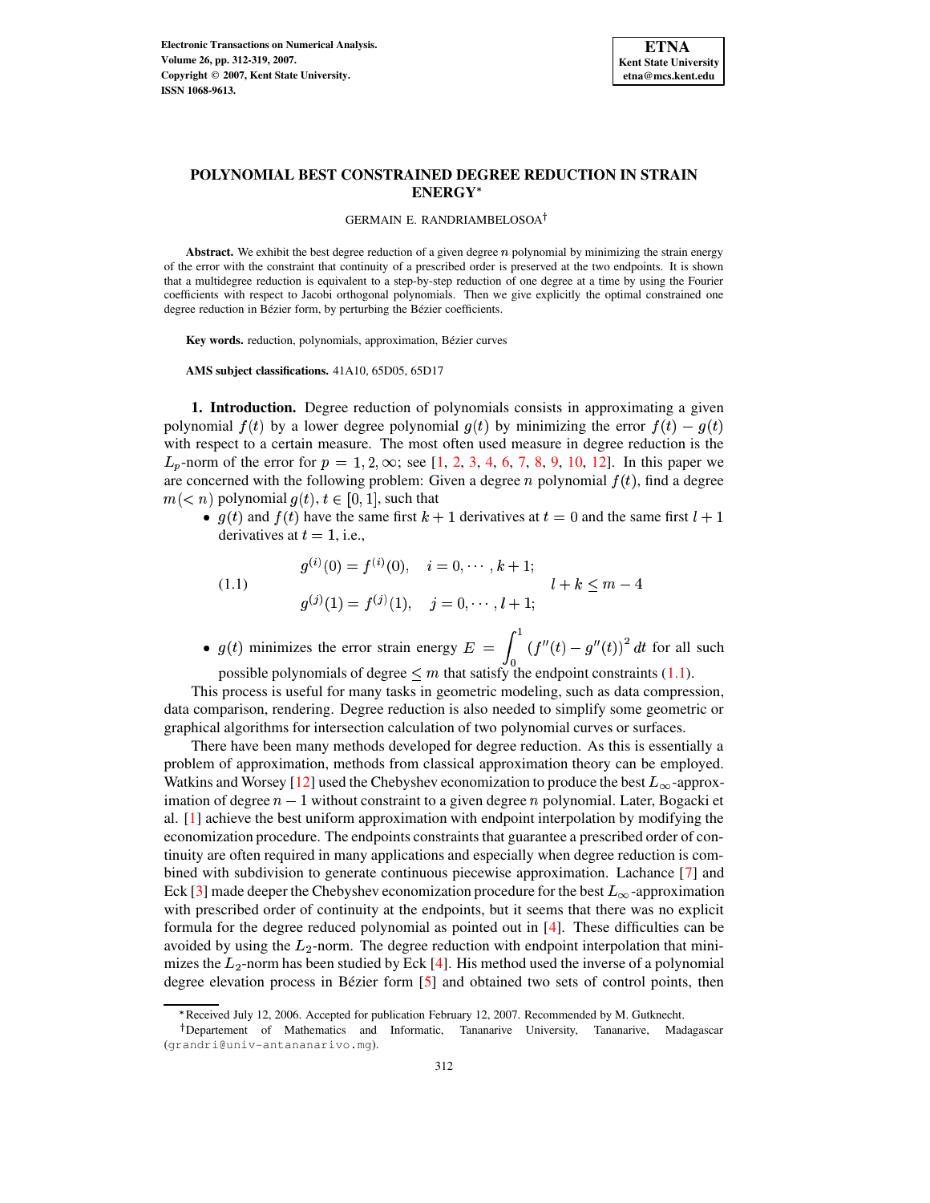# POLYNOMIAL BEST CONSTRAINED DEGREE REDUCTION IN STRAIN ENERGY*

GERMAIN E. RANDRIAMBELOSOA†

**Abstract.** We exhibit the best degree reduction of a given degree $n$ polynomial by minimizing the strain energy of the error with the constraint that continuity of a prescribed order is preserved at the two endpoints. It is shown that a multidegree reduction is equivalent to a step-by-step reduction of one degree at a time by using the Fourier coefficients with respect to Jacobi orthogonal polynomials. Then we give explicitly the optimal constrained one degree reduction in Bézier form, by perturbing the Bézier coefficients.

**Key words.** reduction, polynomials, approximation, Bézier curves

**AMS subject classifications.** 41A10, 65D05, 65D17

## 1. Introduction.

Degree reduction of polynomials consists in approximating a given polynomial $f(t)$ by a lower degree polynomial $g(t)$ by minimizing the error $f(t) - g(t)$ with respect to a certain measure. The most often used measure in degree reduction is the $L_p$-norm of the error for $p = 1, 2, \infty$; see [1, 2, 3, 4, 6, 7, 8, 9, 10, 12]. In this paper we are concerned with the following problem: Given a degree $n$ polynomial $f(t)$, find a degree $m (< n)$ polynomial $g(t)$, $t \in [0, 1]$, such that

- $g(t)$ and $f(t)$ have the same first $k+1$ derivatives at $t = 0$ and the same first $l+1$ derivatives at $t = 1$, i.e.,

$$
\begin{aligned}
&g^{(i)}(0) = f^{(i)}(0), \quad i = 0, \cdots, k+1; \\
&g^{(j)}(1) = f^{(j)}(1), \quad j = 0, \cdots, l+1;
\end{aligned}
\qquad l + k \leq m - 4 \tag{1.1}
$$

- $g(t)$ minimizes the error strain energy $E = \displaystyle\int_0^1 \left(f''(t) - g''(t)\right)^2 dt$ for all such possible polynomials of degree $\leq m$ that satisfy the endpoint constraints (1.1).

This process is useful for many tasks in geometric modeling, such as data compression, data comparison, rendering. Degree reduction is also needed to simplify some geometric or graphical algorithms for intersection calculation of two polynomial curves or surfaces.

There have been many methods developed for degree reduction. As this is essentially a problem of approximation, methods from classical approximation theory can be employed. Watkins and Worsey [12] used the Chebyshev economization to produce the best $L_\infty$-approximation of degree $n-1$ without constraint to a given degree $n$ polynomial. Later, Bogacki et al. [1] achieve the best uniform approximation with endpoint interpolation by modifying the economization procedure. The endpoints constraints that guarantee a prescribed order of continuity are often required in many applications and especially when degree reduction is combined with subdivision to generate continuous piecewise approximation. Lachance [7] and Eck [3] made deeper the Chebyshev economization procedure for the best $L_\infty$-approximation with prescribed order of continuity at the endpoints, but it seems that there was no explicit formula for the degree reduced polynomial as pointed out in [4]. These difficulties can be avoided by using the $L_2$-norm. The degree reduction with endpoint interpolation that minimizes the $L_2$-norm has been studied by Eck [4]. His method used the inverse of a polynomial degree elevation process in Bézier form [5] and obtained two sets of control points, then

*Received July 12, 2006. Accepted for publication February 12, 2007. Recommended by M. Gutknecht.

†Departement of Mathematics and Informatic, Tananarive University, Tananarive, Madagascar (grandri@univ-antananarivo.mg).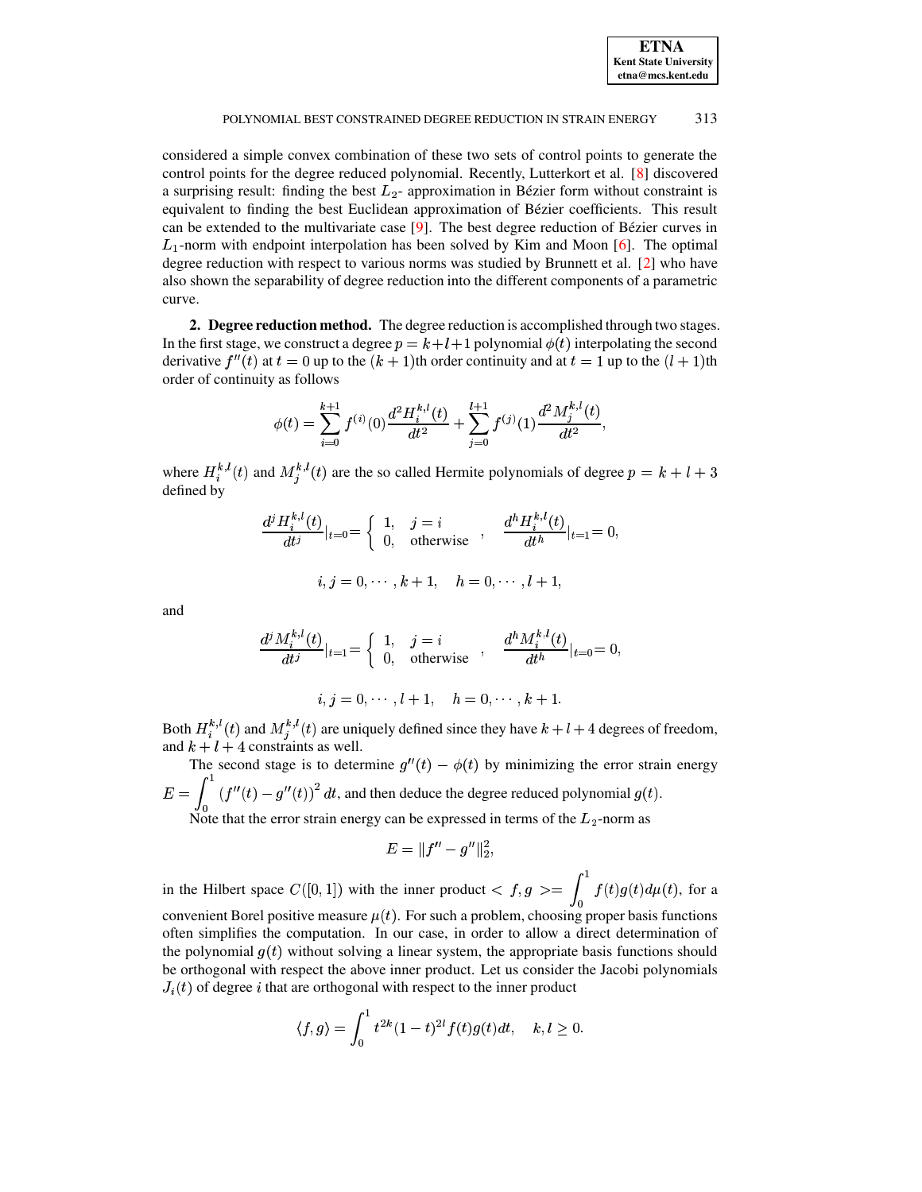considered a simple convex combination of these two sets of control points to generate the control points for the degree reduced polynomial. Recently, Lutterkort et al. [8] discovered a surprising result: finding the best $L_2$- approximation in Bézier form without constraint is equivalent to finding the best Euclidean approximation of Bézier coefficients. This result can be extended to the multivariate case [9]. The best degree reduction of Bézier curves in $L_1$-norm with endpoint interpolation has been solved by Kim and Moon [6]. The optimal degree reduction with respect to various norms was studied by Brunnett et al. [2] who have also shown the separability of degree reduction into the different components of a parametric curve.

**2. Degree reduction method.** The degree reduction is accomplished through two stages. In the first stage, we construct a degree $p = k+l+1$ polynomial $\phi(t)$ interpolating the second derivative $f''(t)$ at $t = 0$ up to the $(k+1)$th order continuity and at $t = 1$ up to the $(l+1)$th order of continuity as follows

$$\phi(t) = \sum_{i=0}^{k+1} f^{(i)}(0) \frac{d^2 H_i^{k,l}(t)}{dt^2} + \sum_{j=0}^{l+1} f^{(j)}(1) \frac{d^2 M_j^{k,l}(t)}{dt^2},$$

where $H_i^{k,l}(t)$ and $M_j^{k,l}(t)$ are the so called Hermite polynomials of degree $p = k+l+3$ defined by

$$\frac{d^j H_i^{k,l}(t)}{dt^j}\Big|_{t=0} = \begin{cases} 1, & j = i \\ 0, & \text{otherwise} \end{cases}, \quad \frac{d^h H_i^{k,l}(t)}{dt^h}\Big|_{t=1} = 0,$$

$$i, j = 0, \cdots, k+1, \quad h = 0, \cdots, l+1,$$

and

$$\frac{d^j M_i^{k,l}(t)}{dt^j}\Big|_{t=1} = \begin{cases} 1, & j = i \\ 0, & \text{otherwise} \end{cases}, \quad \frac{d^h M_i^{k,l}(t)}{dt^h}\Big|_{t=0} = 0,$$

$$i, j = 0, \cdots, l+1, \quad h = 0, \cdots, k+1.$$

Both $H_i^{k,l}(t)$ and $M_j^{k,l}(t)$ are uniquely defined since they have $k+l+4$ degrees of freedom, and $k+l+4$ constraints as well.

The second stage is to determine $g''(t) - \phi(t)$ by minimizing the error strain energy $E = \int_0^1 \left(f''(t) - g''(t)\right)^2 dt$, and then deduce the degree reduced polynomial $g(t)$.

Note that the error strain energy can be expressed in terms of the $L_2$-norm as

$$E = \|f'' - g''\|_2^2,$$

in the Hilbert space $C([0,1])$ with the inner product $< f, g >= \int_0^1 f(t)g(t)d\mu(t)$, for a convenient Borel positive measure $\mu(t)$. For such a problem, choosing proper basis functions often simplifies the computation. In our case, in order to allow a direct determination of the polynomial $g(t)$ without solving a linear system, the appropriate basis functions should be orthogonal with respect the above inner product. Let us consider the Jacobi polynomials $J_i(t)$ of degree $i$ that are orthogonal with respect to the inner product

$$\langle f, g \rangle = \int_0^1 t^{2k}(1-t)^{2l} f(t)g(t)dt, \quad k, l \geq 0.$$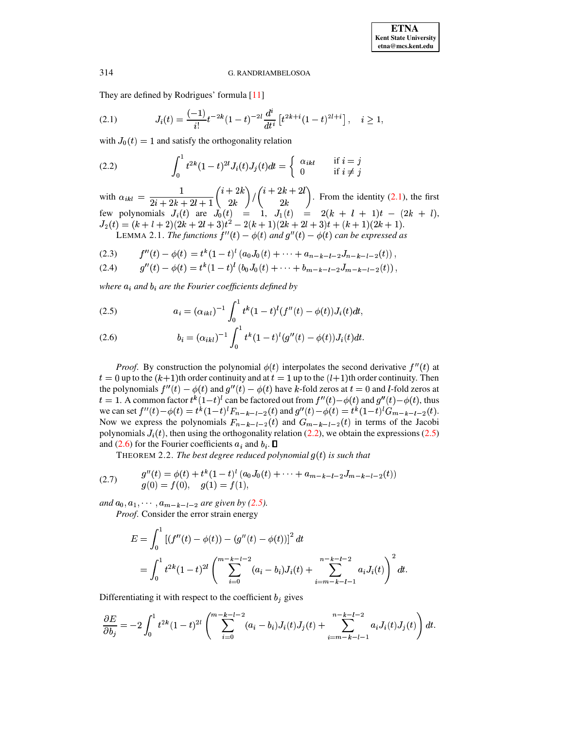They are defined by Rodrigues' formula [11]

$$J_i(t) = \frac{(-1)}{i!} t^{-2k}(1-t)^{-2l} \frac{d^i}{dt^i}\left[t^{2k+i}(1-t)^{2l+i}\right], \quad i \geq 1, \tag{2.1}$$

with $J_0(t) = 1$ and satisfy the orthogonality relation

$$\int_0^1 t^{2k}(1-t)^{2l} J_i(t) J_j(t) dt = \begin{cases} \alpha_{ikl} & \text{if } i = j \\ 0 & \text{if } i \neq j \end{cases} \tag{2.2}$$

with $\alpha_{ikl} = \dfrac{1}{2i+2k+2l+1}\dbinom{i+2k}{2k} / \dbinom{i+2k+2l}{2k}$. From the identity (2.1), the first few polynomials $J_i(t)$ are $J_0(t) = 1$, $J_1(t) = 2(k+l+1)t - (2k+l)$, $J_2(t) = (k+l+2)(2k+2l+3)t^2 - 2(k+1)(2k+2l+3)t + (k+1)(2k+1)$.

LEMMA 2.1. *The functions $f''(t) - \phi(t)$ and $g''(t) - \phi(t)$ can be expressed as*

$$f''(t) - \phi(t) = t^k(1-t)^l \left(a_0 J_0(t) + \cdots + a_{n-k-l-2} J_{n-k-l-2}(t)\right), \tag{2.3}$$

$$g''(t) - \phi(t) = t^k(1-t)^l \left(b_0 J_0(t) + \cdots + b_{m-k-l-2} J_{m-k-l-2}(t)\right), \tag{2.4}$$

*where $a_i$ and $b_i$ are the Fourier coefficients defined by*

$$a_i = (\alpha_{ikl})^{-1} \int_0^1 t^k(1-t)^l (f''(t) - \phi(t)) J_i(t) dt, \tag{2.5}$$

$$b_i = (\alpha_{ikl})^{-1} \int_0^1 t^k(1-t)^l (g''(t) - \phi(t)) J_i(t) dt. \tag{2.6}$$

*Proof*. By construction the polynomial $\phi(t)$ interpolates the second derivative $f''(t)$ at $t = 0$ up to the $(k+1)$th order continuity and at $t = 1$ up to the $(l+1)$th order continuity. Then the polynomials $f''(t) - \phi(t)$ and $g''(t) - \phi(t)$ have $k$-fold zeros at $t = 0$ and $l$-fold zeros at $t = 1$. A common factor $t^k(1-t)^l$ can be factored out from $f''(t) - \phi(t)$ and $g''(t) - \phi(t)$, thus we can set $f''(t) - \phi(t) = t^k(1-t)^l F_{n-k-l-2}(t)$ and $g''(t) - \phi(t) = t^k(1-t)^l G_{m-k-l-2}(t)$. Now we express the polynomials $F_{n-k-l-2}(t)$ and $G_{m-k-l-2}(t)$ in terms of the Jacobi polynomials $J_i(t)$, then using the orthogonality relation (2.2), we obtain the expressions (2.5) and (2.6) for the Fourier coefficients $a_i$ and $b_i$. ∎

THEOREM 2.2. *The best degree reduced polynomial $g(t)$ is such that*

$$\begin{aligned} g''(t) &= \phi(t) + t^k(1-t)^l \left(a_0 J_0(t) + \cdots + a_{m-k-l-2} J_{m-k-l-2}(t)\right) \\ g(0) &= f(0), \quad g(1) = f(1), \end{aligned} \tag{2.7}$$

*and $a_0, a_1, \cdots, a_{m-k-l-2}$ are given by (2.5).*

*Proof*. Consider the error strain energy

$$\begin{aligned} E &= \int_0^1 \left[(f''(t) - \phi(t)) - (g''(t) - \phi(t))\right]^2 dt \\ &= \int_0^1 t^{2k}(1-t)^{2l} \left(\sum_{i=0}^{m-k-l-2} (a_i - b_i) J_i(t) + \sum_{i=m-k-l-1}^{n-k-l-2} a_i J_i(t)\right)^2 dt. \end{aligned}$$

Differentiating it with respect to the coefficient $b_j$ gives

$$\frac{\partial E}{\partial b_j} = -2 \int_0^1 t^{2k}(1-t)^{2l} \left(\sum_{i=0}^{m-k-l-2} (a_i - b_i) J_i(t) J_j(t) + \sum_{i=m-k-l-1}^{n-k-l-2} a_i J_i(t) J_j(t)\right) dt.$$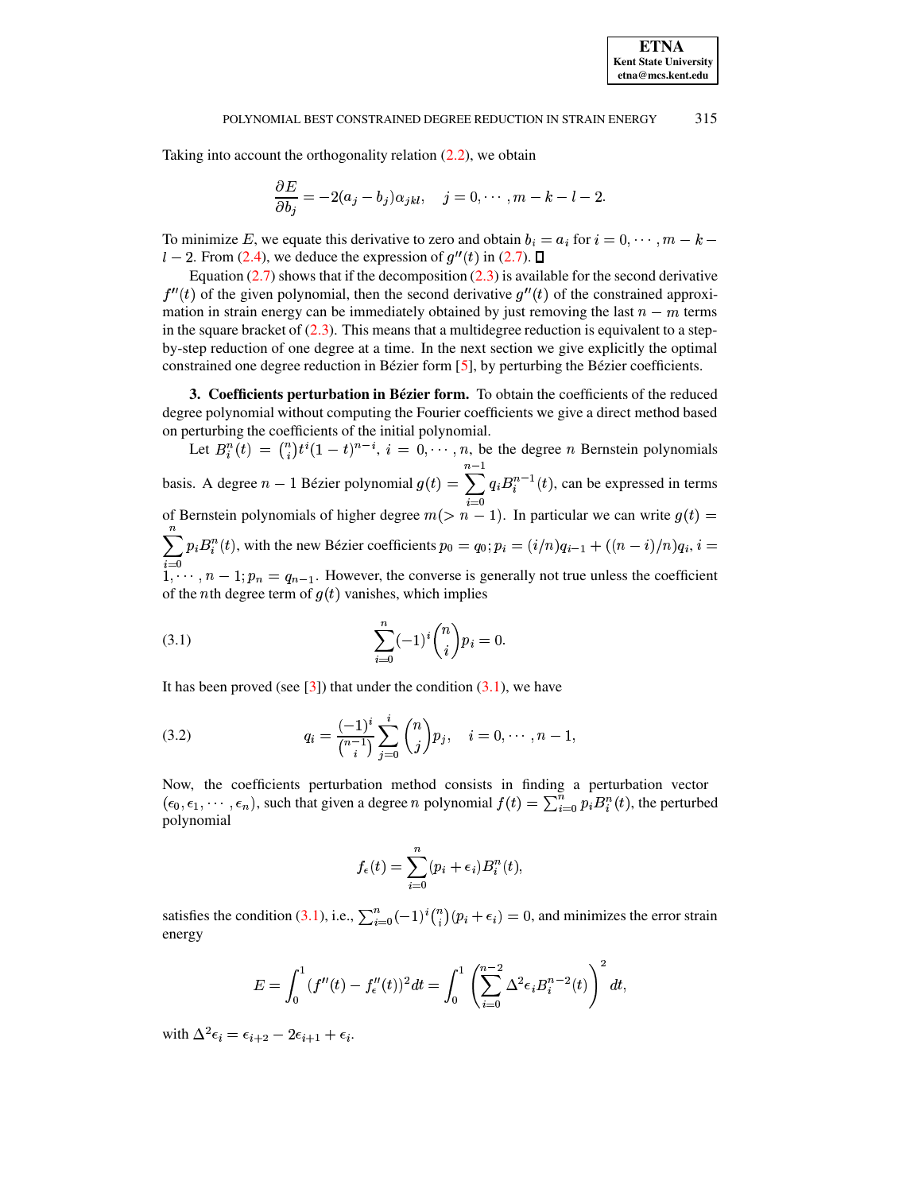Taking into account the orthogonality relation (2.2), we obtain

$$\frac{\partial E}{\partial b_j} = -2(a_j - b_j)\alpha_{jkl}, \quad j = 0, \cdots, m-k-l-2.$$

To minimize $E$, we equate this derivative to zero and obtain $b_i = a_i$ for $i = 0, \cdots, m-k-l-2$. From (2.4), we deduce the expression of $g''(t)$ in (2.7). ☐

Equation (2.7) shows that if the decomposition (2.3) is available for the second derivative $f''(t)$ of the given polynomial, then the second derivative $g''(t)$ of the constrained approximation in strain energy can be immediately obtained by just removing the last $n-m$ terms in the square bracket of (2.3). This means that a multidegree reduction is equivalent to a step-by-step reduction of one degree at a time. In the next section we give explicitly the optimal constrained one degree reduction in Bézier form [5], by perturbing the Bézier coefficients.

## 3. Coefficients perturbation in Bézier form.

To obtain the coefficients of the reduced degree polynomial without computing the Fourier coefficients we give a direct method based on perturbing the coefficients of the initial polynomial.

Let $B_i^n(t) = \binom{n}{i} t^i (1-t)^{n-i}$, $i = 0, \cdots, n$, be the degree $n$ Bernstein polynomials basis. A degree $n-1$ Bézier polynomial $g(t) = \sum_{i=0}^{n-1} q_i B_i^{n-1}(t)$, can be expressed in terms of Bernstein polynomials of higher degree $m(> n-1)$. In particular we can write $g(t) = \sum_{i=0}^{n} p_i B_i^n(t)$, with the new Bézier coefficients $p_0 = q_0; p_i = (i/n)q_{i-1} + ((n-i)/n)q_i$, $i = 1, \cdots, n-1; p_n = q_{n-1}$. However, the converse is generally not true unless the coefficient of the $n$th degree term of $g(t)$ vanishes, which implies

$$\sum_{i=0}^{n} (-1)^i \binom{n}{i} p_i = 0. \tag{3.1}$$

It has been proved (see [3]) that under the condition (3.1), we have

$$q_i = \frac{(-1)^i}{\binom{n-1}{i}} \sum_{j=0}^{i} \binom{n}{j} p_j, \quad i = 0, \cdots, n-1, \tag{3.2}$$

Now, the coefficients perturbation method consists in finding a perturbation vector $(\epsilon_0, \epsilon_1, \cdots, \epsilon_n)$, such that given a degree $n$ polynomial $f(t) = \sum_{i=0}^{n} p_i B_i^n(t)$, the perturbed polynomial

$$f_\epsilon(t) = \sum_{i=0}^{n} (p_i + \epsilon_i) B_i^n(t),$$

satisfies the condition (3.1), i.e., $\sum_{i=0}^{n} (-1)^i \binom{n}{i} (p_i + \epsilon_i) = 0$, and minimizes the error strain energy

$$E = \int_0^1 (f''(t) - f''_\epsilon(t))^2 dt = \int_0^1 \left( \sum_{i=0}^{n-2} \Delta^2 \epsilon_i B_i^{n-2}(t) \right)^2 dt,$$

with $\Delta^2 \epsilon_i = \epsilon_{i+2} - 2\epsilon_{i+1} + \epsilon_i$.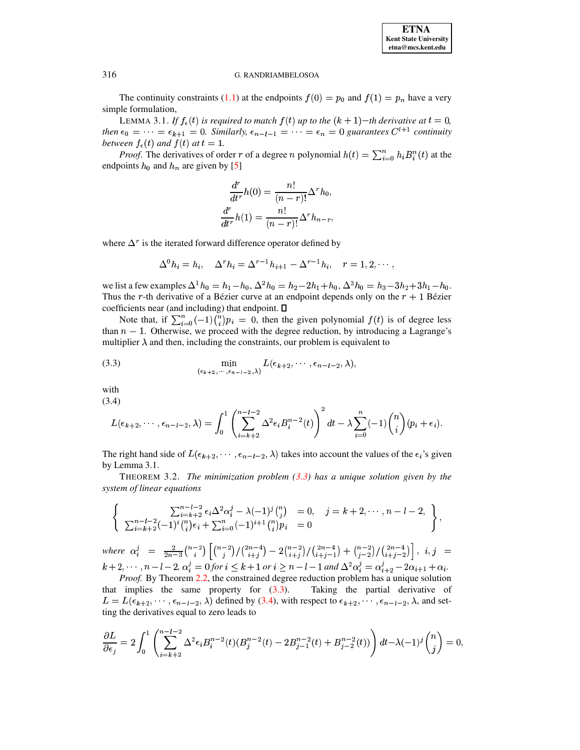The continuity constraints (1.1) at the endpoints $f(0) = p_0$ and $f(1) = p_n$ have a very simple formulation,

LEMMA 3.1. *If $f_\epsilon(t)$ is required to match $f(t)$ up to the $(k+1)-th$ derivative at $t = 0$, then $\epsilon_0 = \cdots = \epsilon_{k+1} = 0$. Similarly, $\epsilon_{n-l-1} = \cdots = \epsilon_n = 0$ guarantees $C^{l+1}$ continuity between $f_\epsilon(t)$ and $f(t)$ at $t = 1$.*

*Proof.* The derivatives of order $r$ of a degree $n$ polynomial $h(t) = \sum_{i=0}^{n} h_i B_i^n(t)$ at the endpoints $h_0$ and $h_n$ are given by [5]

$$\frac{d^r}{dt^r}h(0) = \frac{n!}{(n-r)!}\Delta^r h_0,$$
$$\frac{d^r}{dt^r}h(1) = \frac{n!}{(n-r)!}\Delta^r h_{n-r},$$

where $\Delta^r$ is the iterated forward difference operator defined by

$$\Delta^0 h_i = h_i, \quad \Delta^r h_i = \Delta^{r-1}h_{i+1} - \Delta^{r-1}h_i, \quad r = 1, 2, \cdots,$$

we list a few examples $\Delta^1 h_0 = h_1 - h_0$, $\Delta^2 h_0 = h_2 - 2h_1 + h_0$, $\Delta^3 h_0 = h_3 - 3h_2 + 3h_1 - h_0$. Thus the $r$-th derivative of a Bézier curve at an endpoint depends only on the $r+1$ Bézier coefficients near (and including) that endpoint. ☐

Note that, if $\sum_{i=0}^{n}(-1)\binom{n}{i}p_i = 0$, then the given polynomial $f(t)$ is of degree less than $n-1$. Otherwise, we proceed with the degree reduction, by introducing a Lagrange's multiplier $\lambda$ and then, including the constraints, our problem is equivalent to

$$\min_{(\epsilon_{k+2},\cdots,\epsilon_{n-l-2},\lambda)} L(\epsilon_{k+2},\cdots,\epsilon_{n-l-2},\lambda), \tag{3.3}$$

with

$$L(\epsilon_{k+2},\cdots,\epsilon_{n-l-2},\lambda) = \int_0^1 \left(\sum_{i=k+2}^{n-l-2}\Delta^2\epsilon_i B_i^{n-2}(t)\right)^2 dt - \lambda\sum_{i=0}^{n}(-1)\binom{n}{i}(p_i + \epsilon_i). \tag{3.4}$$

The right hand side of $L(\epsilon_{k+2},\cdots,\epsilon_{n-l-2},\lambda)$ takes into account the values of the $\epsilon_i$'s given by Lemma 3.1.

THEOREM 3.2. *The minimization problem (3.3) has a unique solution given by the system of linear equations*

$$\left\{\begin{array}{rl} \sum_{i=k+2}^{n-l-2}\epsilon_i\Delta^2\alpha_i^j - \lambda(-1)^j\binom{n}{j} & = 0, \quad j = k+2,\cdots,n-l-2, \\ \sum_{i=k+2}^{n-l-2}(-1)^i\binom{n}{i}\epsilon_i + \sum_{i=0}^{n}(-1)^{i+1}\binom{n}{i}p_i & = 0 \end{array}\right\},$$

*where* $\alpha_i^j = \frac{2}{2n-3}\binom{n-2}{i}\left[\binom{n-2}{j}/\binom{2n-4}{i+j} - 2\binom{n-2}{i+j}/\binom{2n-4}{i+j-1} + \binom{n-2}{j-2}/\binom{2n-4}{i+j-2}\right]$, $i, j = k+2,\cdots,n-l-2$, $\alpha_i^j = 0$ *for* $i \le k+1$ *or* $i \ge n-l-1$ *and* $\Delta^2\alpha_i^j = \alpha_{i+2}^j - 2\alpha_{i+1} + \alpha_i$.

*Proof.* By Theorem 2.2, the constrained degree reduction problem has a unique solution that implies the same property for (3.3). Taking the partial derivative of $L = L(\epsilon_{k+2},\cdots,\epsilon_{n-l-2},\lambda)$ defined by (3.4), with respect to $\epsilon_{k+2},\cdots,\epsilon_{n-l-2},\lambda$, and setting the derivatives equal to zero leads to

$$\frac{\partial L}{\partial\epsilon_j} = 2\int_0^1\left(\sum_{i=k+2}^{n-l-2}\Delta^2\epsilon_i B_i^{n-2}(t)(B_j^{n-2}(t) - 2B_{j-1}^{n-2}(t) + B_{j-2}^{n-2}(t))\right)dt - \lambda(-1)^j\binom{n}{j} = 0,$$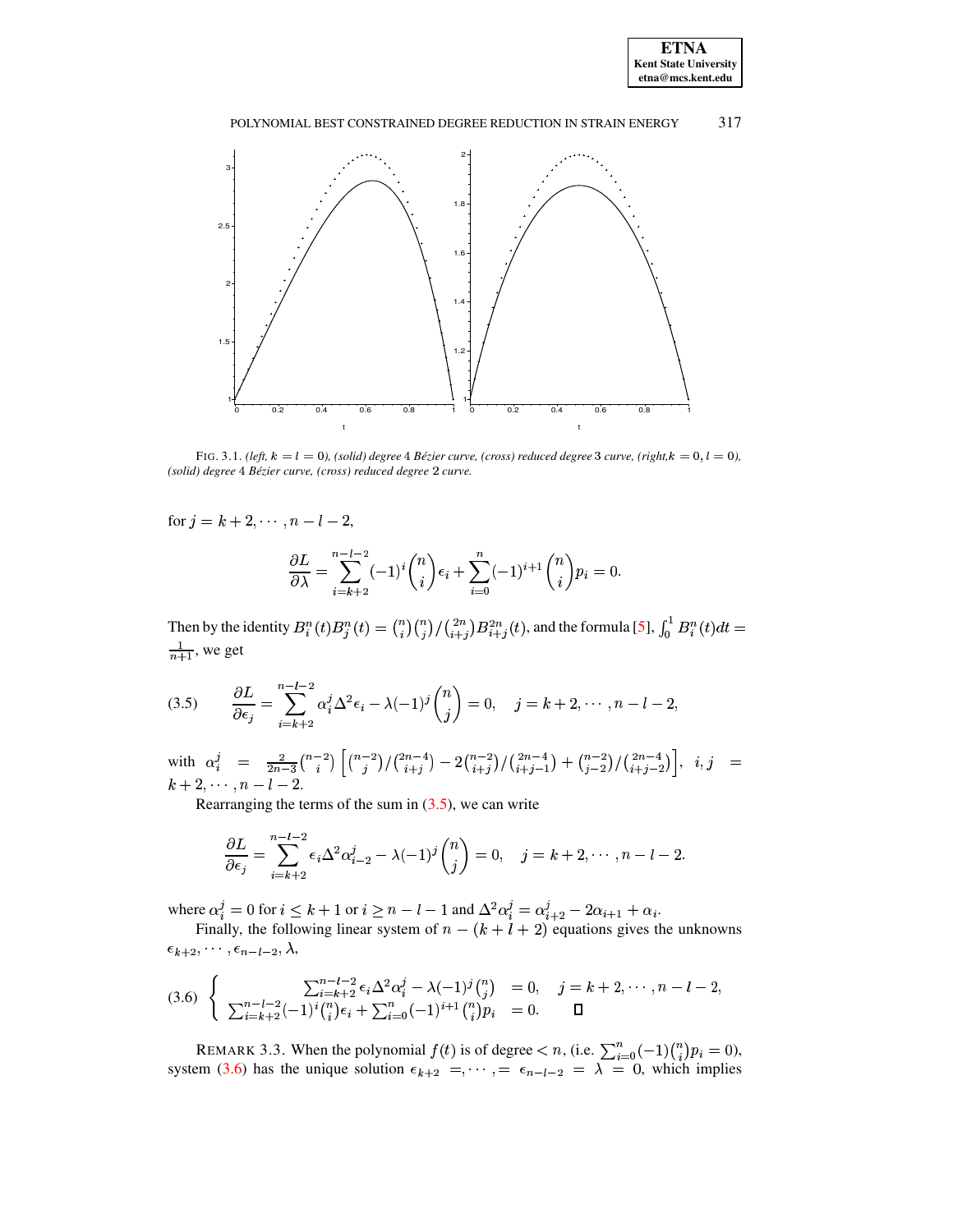FIG. 3.1. *(left, $k = l = 0$), (solid) degree 4 Bézier curve, (cross) reduced degree 3 curve, (right, $k = 0, l = 0$), (solid) degree 4 Bézier curve, (cross) reduced degree 2 curve.*

for $j = k+2, \cdots, n-l-2,$

$$\frac{\partial L}{\partial \lambda} = \sum_{i=k+2}^{n-l-2} (-1)^i \binom{n}{i} \epsilon_i + \sum_{i=0}^{n} (-1)^{i+1} \binom{n}{i} p_i = 0.$$

Then by the identity $B_i^n(t) B_j^n(t) = \binom{n}{i}\binom{n}{j} / \binom{2n}{i+j} B_{i+j}^{2n}(t)$, and the formula [5], $\int_0^1 B_i^n(t)dt = \frac{1}{n+1}$, we get

$$\frac{\partial L}{\partial \epsilon_j} = \sum_{i=k+2}^{n-l-2} \alpha_i^j \Delta^2 \epsilon_i - \lambda (-1)^j \binom{n}{j} = 0, \quad j = k+2, \cdots, n-l-2, \tag{3.5}$$

with $\alpha_i^j = \frac{2}{2n-3}\binom{n-2}{i}\left[\binom{n-2}{j}/\binom{2n-4}{i+j} - 2\binom{n-2}{i+j}/\binom{2n-4}{i+j-1} + \binom{n-2}{j-2}/\binom{2n-4}{i+j-2}\right], \ i, j = k+2, \cdots, n-l-2.$

Rearranging the terms of the sum in (3.5), we can write

$$\frac{\partial L}{\partial \epsilon_j} = \sum_{i=k+2}^{n-l-2} \epsilon_i \Delta^2 \alpha_{i-2}^j - \lambda (-1)^j \binom{n}{j} = 0, \quad j = k+2, \cdots, n-l-2.$$

where $\alpha_i^j = 0$ for $i \leq k+1$ or $i \geq n-l-1$ and $\Delta^2 \alpha_i^j = \alpha_{i+2}^j - 2\alpha_{i+1} + \alpha_i$.

Finally, the following linear system of $n - (k+l+2)$ equations gives the unknowns $\epsilon_{k+2}, \cdots, \epsilon_{n-l-2}, \lambda$,

$$\left\{ \begin{array}{rl} \sum_{i=k+2}^{n-l-2} \epsilon_i \Delta^2 \alpha_i^j - \lambda (-1)^j \binom{n}{j} & = 0, \quad j = k+2, \cdots, n-l-2, \\ \sum_{i=k+2}^{n-l-2} (-1)^i \binom{n}{i} \epsilon_i + \sum_{i=0}^{n} (-1)^{i+1} \binom{n}{i} p_i & = 0. \end{array} \right. \tag{3.6}$$

□

REMARK 3.3. When the polynomial $f(t)$ is of degree $< n$, (i.e. $\sum_{i=0}^{n} (-1)\binom{n}{i} p_i = 0$), system (3.6) has the unique solution $\epsilon_{k+2} =, \cdots, = \epsilon_{n-l-2} = \lambda = 0$, which implies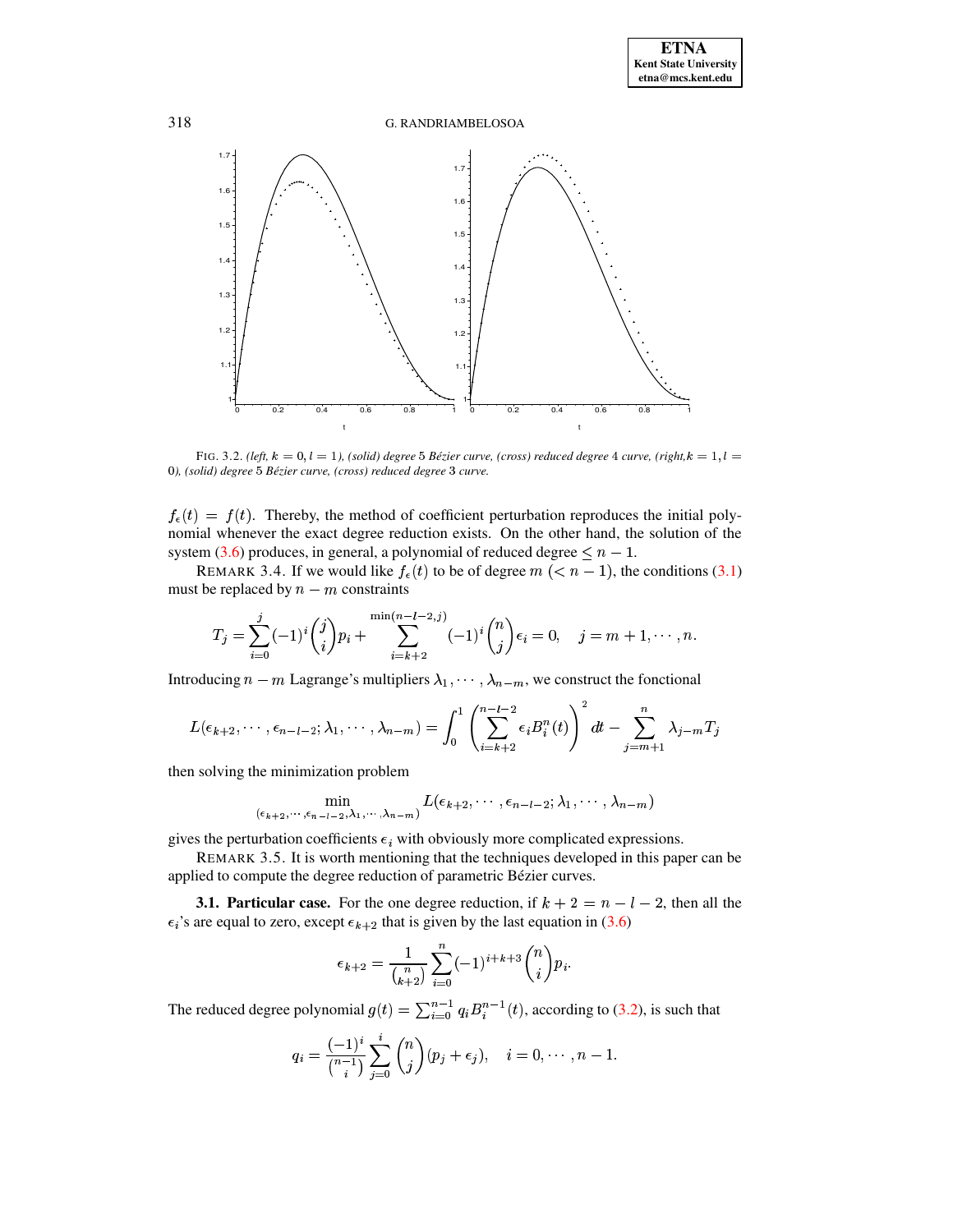FIG. 3.2. *(left, $k = 0, l = 1$), (solid) degree 5 Bézier curve, (cross) reduced degree 4 curve, (right, $k = 1, l = 0$), (solid) degree 5 Bézier curve, (cross) reduced degree 3 curve.*

$f_\epsilon(t) = f(t)$. Thereby, the method of coefficient perturbation reproduces the initial polynomial whenever the exact degree reduction exists. On the other hand, the solution of the system (3.6) produces, in general, a polynomial of reduced degree $\leq n-1$.

REMARK 3.4. If we would like $f_\epsilon(t)$ to be of degree $m$ $(< n-1)$, the conditions (3.1) must be replaced by $n - m$ constraints

$$T_j = \sum_{i=0}^{j} (-1)^i \binom{j}{i} p_i + \sum_{i=k+2}^{\min(n-l-2,j)} (-1)^i \binom{n}{j} \epsilon_i = 0, \quad j = m+1, \cdots, n.$$

Introducing $n - m$ Lagrange's multipliers $\lambda_1, \cdots, \lambda_{n-m}$, we construct the fonctional

$$L(\epsilon_{k+2}, \cdots, \epsilon_{n-l-2}; \lambda_1, \cdots, \lambda_{n-m}) = \int_0^1 \left( \sum_{i=k+2}^{n-l-2} \epsilon_i B_i^n(t) \right)^2 dt - \sum_{j=m+1}^{n} \lambda_{j-m} T_j$$

then solving the minimization problem

$$\min_{(\epsilon_{k+2}, \cdots, \epsilon_{n-l-2}, \lambda_1, \cdots, \lambda_{n-m})} L(\epsilon_{k+2}, \cdots, \epsilon_{n-l-2}; \lambda_1, \cdots, \lambda_{n-m})$$

gives the perturbation coefficients $\epsilon_i$ with obviously more complicated expressions.

REMARK 3.5. It is worth mentioning that the techniques developed in this paper can be applied to compute the degree reduction of parametric Bézier curves.

**3.1. Particular case.** For the one degree reduction, if $k + 2 = n - l - 2$, then all the $\epsilon_i$'s are equal to zero, except $\epsilon_{k+2}$ that is given by the last equation in (3.6)

$$\epsilon_{k+2} = \frac{1}{\binom{n}{k+2}} \sum_{i=0}^{n} (-1)^{i+k+3} \binom{n}{i} p_i.$$

The reduced degree polynomial $g(t) = \sum_{i=0}^{n-1} q_i B_i^{n-1}(t)$, according to (3.2), is such that

$$q_i = \frac{(-1)^i}{\binom{n-1}{i}} \sum_{j=0}^{i} \binom{n}{j} (p_j + \epsilon_j), \quad i = 0, \cdots, n-1.$$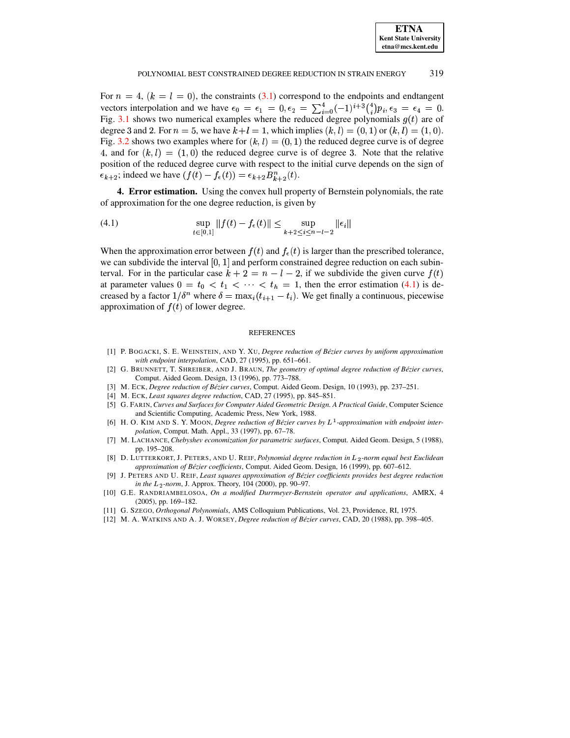For $n = 4$, $(k = l = 0)$, the constraints (3.1) correspond to the endpoints and endtangent vectors interpolation and we have $\epsilon_0 = \epsilon_1 = 0, \epsilon_2 = \sum_{i=0}^{4}(-1)^{i+3}\binom{4}{i}p_i, \epsilon_3 = \epsilon_4 = 0$. Fig. 3.1 shows two numerical examples where the reduced degree polynomials $g(t)$ are of degree 3 and 2. For $n = 5$, we have $k+l = 1$, which implies $(k, l) = (0, 1)$ or $(k, l) = (1, 0)$. Fig. 3.2 shows two examples where for $(k, l) = (0, 1)$ the reduced degree curve is of degree 4, and for $(k, l) = (1, 0)$ the reduced degree curve is of degree 3. Note that the relative position of the reduced degree curve with respect to the initial curve depends on the sign of $\epsilon_{k+2}$; indeed we have $(f(t) - f_\epsilon(t)) = \epsilon_{k+2}B^n_{k+2}(t)$.

**4. Error estimation.** Using the convex hull property of Bernstein polynomials, the rate of approximation for the one degree reduction, is given by

$$\sup_{t\in[0,1]} \|f(t) - f_\epsilon(t)\| \leq \sup_{k+2\leq i\leq n-l-2} \|\epsilon_i\| \tag{4.1}$$

When the approximation error between $f(t)$ and $f_\epsilon(t)$ is larger than the prescribed tolerance, we can subdivide the interval $[0, 1]$ and perform constrained degree reduction on each subinterval. For in the particular case $k + 2 = n - l - 2$, if we subdivide the given curve $f(t)$ at parameter values $0 = t_0 < t_1 < \cdots < t_h = 1$, then the error estimation (4.1) is decreased by a factor $1/\delta^n$ where $\delta = \max_i(t_{i+1} - t_i)$. We get finally a continuous, piecewise approximation of $f(t)$ of lower degree.

## REFERENCES

[1] P. Bogacki, S. E. Weinstein, and Y. Xu, *Degree reduction of Bézier curves by uniform approximation with endpoint interpolation*, CAD, 27 (1995), pp. 651–661.

[2] G. Brunnett, T. Shreiber, and J. Braun, *The geometry of optimal degree reduction of Bézier curves*, Comput. Aided Geom. Design, 13 (1996), pp. 773–788.

[3] M. Eck, *Degree reduction of Bézier curves*, Comput. Aided Geom. Design, 10 (1993), pp. 237–251.

[4] M. Eck, *Least squares degree reduction*, CAD, 27 (1995), pp. 845–851.

[5] G. Farin, *Curves and Surfaces for Computer Aided Geometric Design. A Practical Guide*, Computer Science and Scientific Computing, Academic Press, New York, 1988.

[6] H. O. Kim and S. Y. Moon, *Degree reduction of Bézier curves by $L^1$-approximation with endpoint interpolation*, Comput. Math. Appl., 33 (1997), pp. 67–78.

[7] M. Lachance, *Chebyshev economization for parametric surfaces*, Comput. Aided Geom. Design, 5 (1988), pp. 195–208.

[8] D. Lutterkort, J. Peters, and U. Reif, *Polynomial degree reduction in $L_2$-norm equal best Euclidean approximation of Bézier coefficients*, Comput. Aided Geom. Design, 16 (1999), pp. 607–612.

[9] J. Peters and U. Reif, *Least squares approximation of Bézier coefficients provides best degree reduction in the $L_2$-norm*, J. Approx. Theory, 104 (2000), pp. 90–97.

[10] G.E. Randriambelosoa, *On a modified Durrmeyer-Bernstein operator and applications*, AMRX, 4 (2005), pp. 169–182.

[11] G. Szego, *Orthogonal Polynomials*, AMS Colloquium Publications, Vol. 23, Providence, RI, 1975.

[12] M. A. Watkins and A. J. Worsey, *Degree reduction of Bézier curves*, CAD, 20 (1988), pp. 398–405.